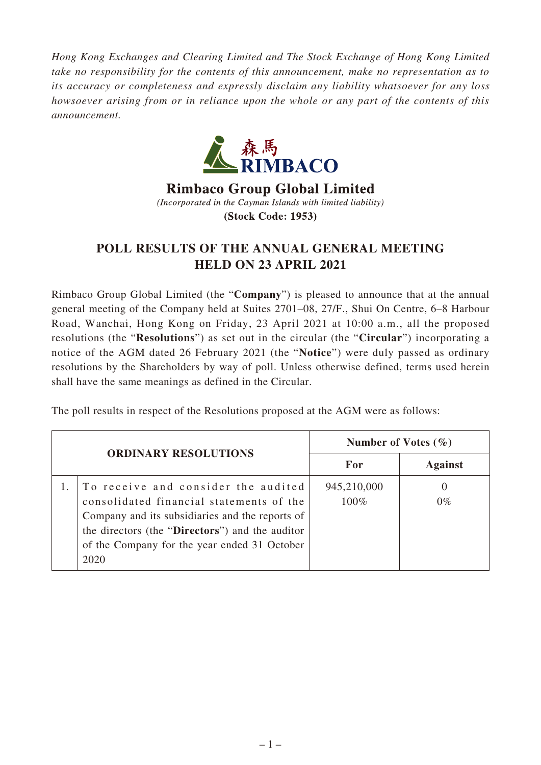*Hong Kong Exchanges and Clearing Limited and The Stock Exchange of Hong Kong Limited take no responsibility for the contents of this announcement, make no representation as to its accuracy or completeness and expressly disclaim any liability whatsoever for any loss howsoever arising from or in reliance upon the whole or any part of the contents of this announcement.*

森馬
RIMBACO

**Rimbaco Group Global Limited**
*(Incorporated in the Cayman Islands with limited liability)*
**(Stock Code: 1953)**

# POLL RESULTS OF THE ANNUAL GENERAL MEETING HELD ON 23 APRIL 2021

Rimbaco Group Global Limited (the "**Company**") is pleased to announce that at the annual general meeting of the Company held at Suites 2701–08, 27/F., Shui On Centre, 6–8 Harbour Road, Wanchai, Hong Kong on Friday, 23 April 2021 at 10:00 a.m., all the proposed resolutions (the "**Resolutions**") as set out in the circular (the "**Circular**") incorporating a notice of the AGM dated 26 February 2021 (the "**Notice**") were duly passed as ordinary resolutions by the Shareholders by way of poll. Unless otherwise defined, terms used herein shall have the same meanings as defined in the Circular.

The poll results in respect of the Resolutions proposed at the AGM were as follows:

| **ORDINARY RESOLUTIONS** | | **Number of Votes (%)** | |
|---|---|---|---|
| | | **For** | **Against** |
| 1. | To receive and consider the audited consolidated financial statements of the Company and its subsidiaries and the reports of the directors (the "**Directors**") and the auditor of the Company for the year ended 31 October 2020 | 945,210,000<br>100% | 0<br>0% |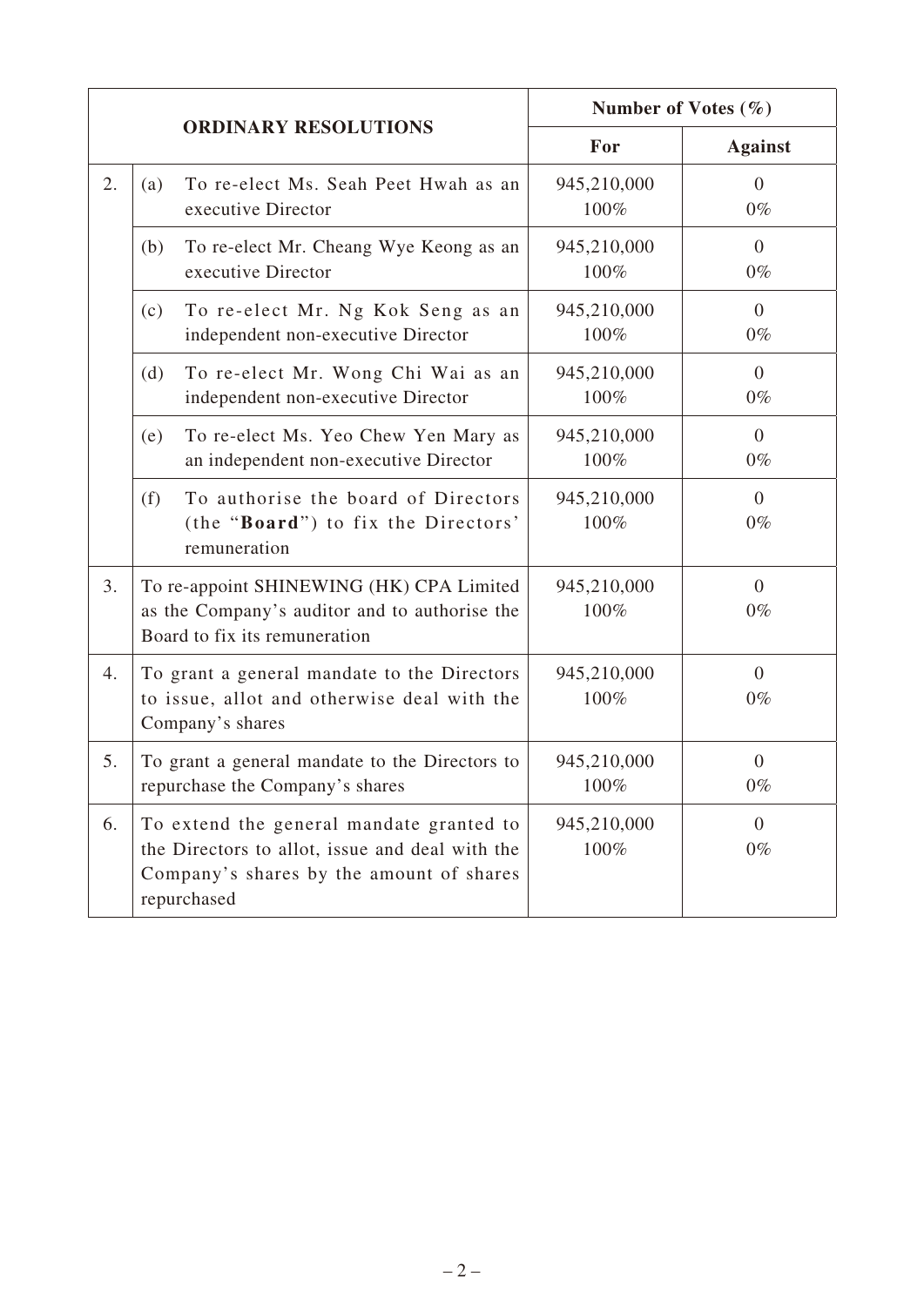| ORDINARY RESOLUTIONS | | | Number of Votes (%) | |
|---|---|---|---|---|
| | | | For | Against |
| 2. | (a) | To re-elect Ms. Seah Peet Hwah as an executive Director | 945,210,000<br>100% | 0<br>0% |
| | (b) | To re-elect Mr. Cheang Wye Keong as an executive Director | 945,210,000<br>100% | 0<br>0% |
| | (c) | To re-elect Mr. Ng Kok Seng as an independent non-executive Director | 945,210,000<br>100% | 0<br>0% |
| | (d) | To re-elect Mr. Wong Chi Wai as an independent non-executive Director | 945,210,000<br>100% | 0<br>0% |
| | (e) | To re-elect Ms. Yeo Chew Yen Mary as an independent non-executive Director | 945,210,000<br>100% | 0<br>0% |
| | (f) | To authorise the board of Directors (the "**Board**") to fix the Directors' remuneration | 945,210,000<br>100% | 0<br>0% |
| 3. | To re-appoint SHINEWING (HK) CPA Limited as the Company's auditor and to authorise the Board to fix its remuneration | | 945,210,000<br>100% | 0<br>0% |
| 4. | To grant a general mandate to the Directors to issue, allot and otherwise deal with the Company's shares | | 945,210,000<br>100% | 0<br>0% |
| 5. | To grant a general mandate to the Directors to repurchase the Company's shares | | 945,210,000<br>100% | 0<br>0% |
| 6. | To extend the general mandate granted to the Directors to allot, issue and deal with the Company's shares by the amount of shares repurchased | | 945,210,000<br>100% | 0<br>0% |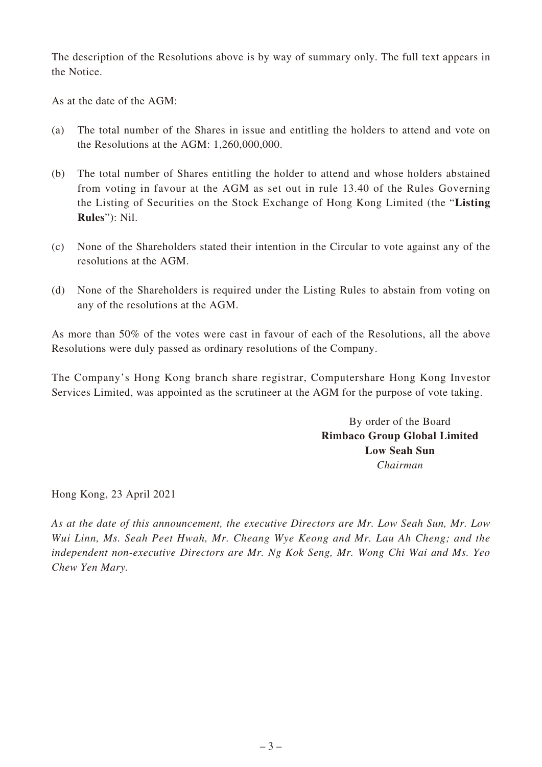The description of the Resolutions above is by way of summary only. The full text appears in the Notice.

As at the date of the AGM:

(a) The total number of the Shares in issue and entitling the holders to attend and vote on the Resolutions at the AGM: 1,260,000,000.

(b) The total number of Shares entitling the holder to attend and whose holders abstained from voting in favour at the AGM as set out in rule 13.40 of the Rules Governing the Listing of Securities on the Stock Exchange of Hong Kong Limited (the "**Listing Rules**"): Nil.

(c) None of the Shareholders stated their intention in the Circular to vote against any of the resolutions at the AGM.

(d) None of the Shareholders is required under the Listing Rules to abstain from voting on any of the resolutions at the AGM.

As more than 50% of the votes were cast in favour of each of the Resolutions, all the above Resolutions were duly passed as ordinary resolutions of the Company.

The Company's Hong Kong branch share registrar, Computershare Hong Kong Investor Services Limited, was appointed as the scrutineer at the AGM for the purpose of vote taking.

By order of the Board
**Rimbaco Group Global Limited**
**Low Seah Sun**
*Chairman*

Hong Kong, 23 April 2021

*As at the date of this announcement, the executive Directors are Mr. Low Seah Sun, Mr. Low Wui Linn, Ms. Seah Peet Hwah, Mr. Cheang Wye Keong and Mr. Lau Ah Cheng; and the independent non-executive Directors are Mr. Ng Kok Seng, Mr. Wong Chi Wai and Ms. Yeo Chew Yen Mary.*